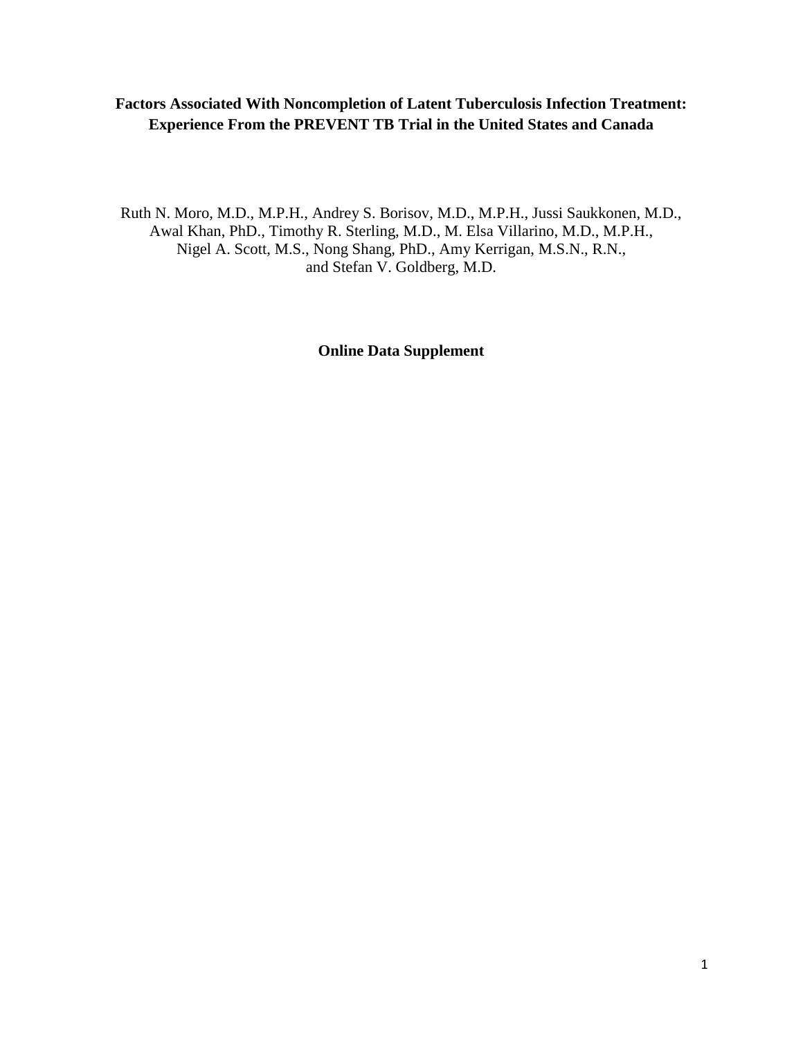# Factors Associated With Noncompletion of Latent Tuberculosis Infection Treatment: Experience From the PREVENT TB Trial in the United States and Canada

Ruth N. Moro, M.D., M.P.H., Andrey S. Borisov, M.D., M.P.H., Jussi Saukkonen, M.D., Awal Khan, PhD., Timothy R. Sterling, M.D., M. Elsa Villarino, M.D., M.P.H., Nigel A. Scott, M.S., Nong Shang, PhD., Amy Kerrigan, M.S.N., R.N., and Stefan V. Goldberg, M.D.

**Online Data Supplement**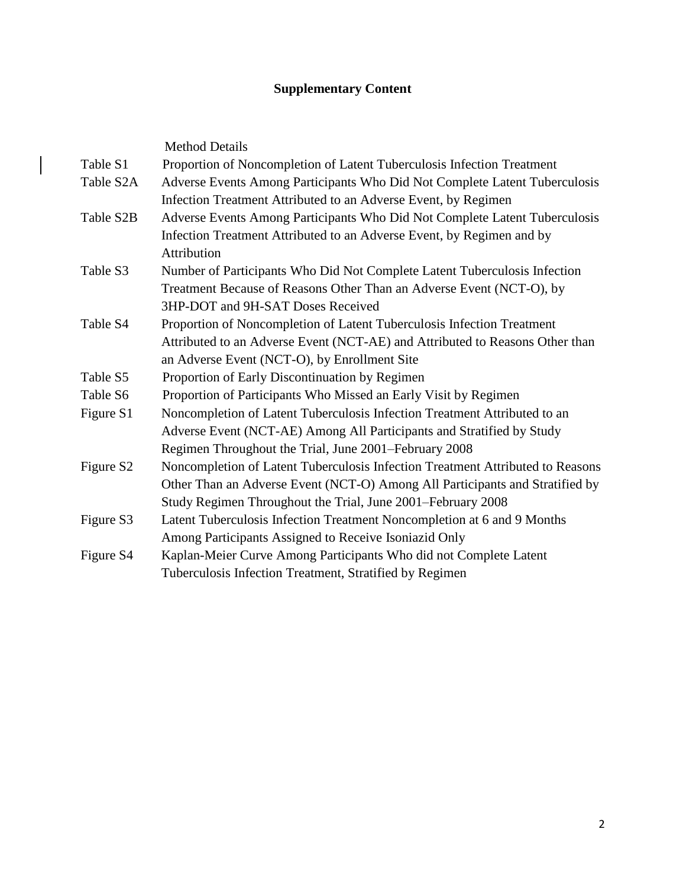# Supplementary Content

| | |
|---|---|
| | Method Details |
| Table S1 | Proportion of Noncompletion of Latent Tuberculosis Infection Treatment |
| Table S2A | Adverse Events Among Participants Who Did Not Complete Latent Tuberculosis Infection Treatment Attributed to an Adverse Event, by Regimen |
| Table S2B | Adverse Events Among Participants Who Did Not Complete Latent Tuberculosis Infection Treatment Attributed to an Adverse Event, by Regimen and by Attribution |
| Table S3 | Number of Participants Who Did Not Complete Latent Tuberculosis Infection Treatment Because of Reasons Other Than an Adverse Event (NCT-O), by 3HP-DOT and 9H-SAT Doses Received |
| Table S4 | Proportion of Noncompletion of Latent Tuberculosis Infection Treatment Attributed to an Adverse Event (NCT-AE) and Attributed to Reasons Other than an Adverse Event (NCT-O), by Enrollment Site |
| Table S5 | Proportion of Early Discontinuation by Regimen |
| Table S6 | Proportion of Participants Who Missed an Early Visit by Regimen |
| Figure S1 | Noncompletion of Latent Tuberculosis Infection Treatment Attributed to an Adverse Event (NCT-AE) Among All Participants and Stratified by Study Regimen Throughout the Trial, June 2001–February 2008 |
| Figure S2 | Noncompletion of Latent Tuberculosis Infection Treatment Attributed to Reasons Other Than an Adverse Event (NCT-O) Among All Participants and Stratified by Study Regimen Throughout the Trial, June 2001–February 2008 |
| Figure S3 | Latent Tuberculosis Infection Treatment Noncompletion at 6 and 9 Months Among Participants Assigned to Receive Isoniazid Only |
| Figure S4 | Kaplan-Meier Curve Among Participants Who did not Complete Latent Tuberculosis Infection Treatment, Stratified by Regimen |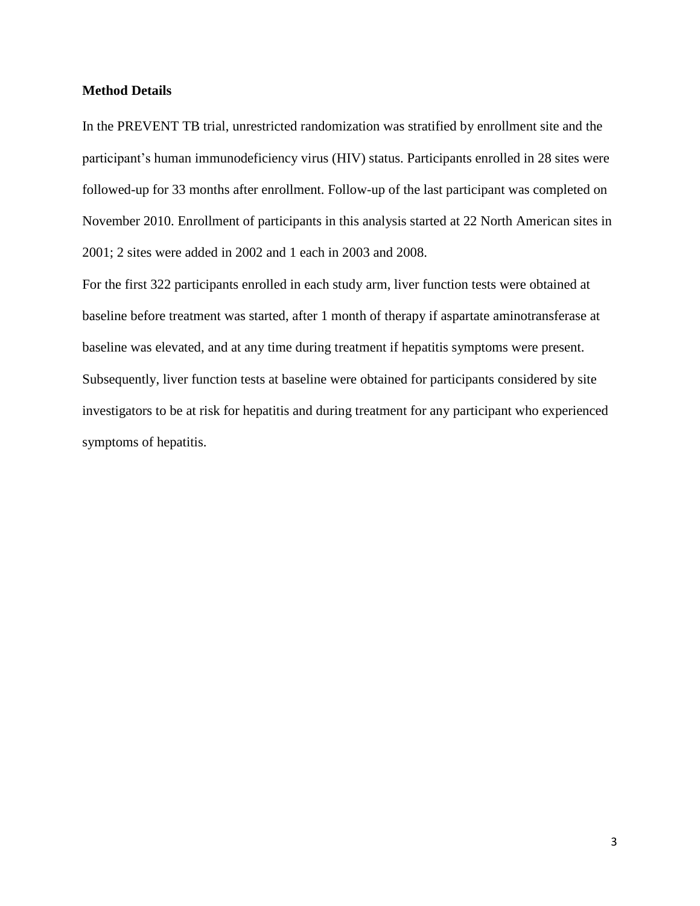### Method Details

In the PREVENT TB trial, unrestricted randomization was stratified by enrollment site and the participant's human immunodeficiency virus (HIV) status. Participants enrolled in 28 sites were followed-up for 33 months after enrollment. Follow-up of the last participant was completed on November 2010. Enrollment of participants in this analysis started at 22 North American sites in 2001; 2 sites were added in 2002 and 1 each in 2003 and 2008.

For the first 322 participants enrolled in each study arm, liver function tests were obtained at baseline before treatment was started, after 1 month of therapy if aspartate aminotransferase at baseline was elevated, and at any time during treatment if hepatitis symptoms were present. Subsequently, liver function tests at baseline were obtained for participants considered by site investigators to be at risk for hepatitis and during treatment for any participant who experienced symptoms of hepatitis.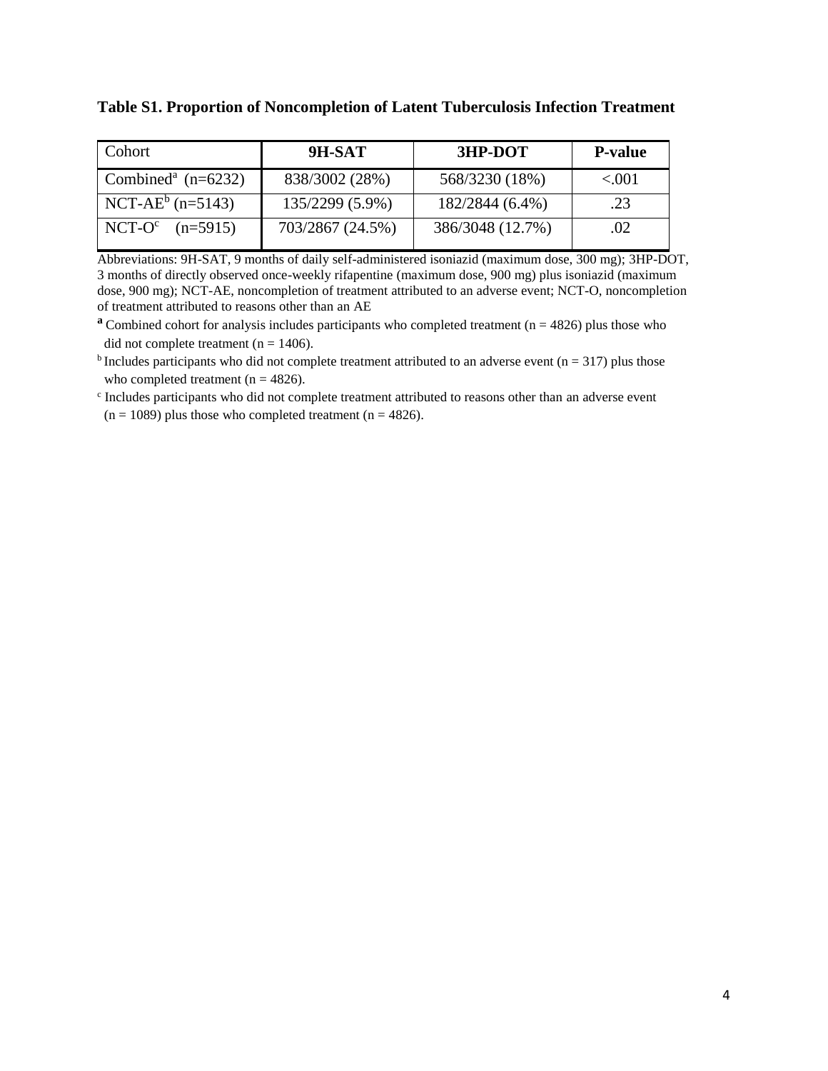**Table S1. Proportion of Noncompletion of Latent Tuberculosis Infection Treatment**

| Cohort | 9H-SAT | 3HP-DOT | P-value |
|---|---|---|---|
| Combined[a] (n=6232) | 838/3002 (28%) | 568/3230 (18%) | <.001 |
| NCT-AE[b] (n=5143) | 135/2299 (5.9%) | 182/2844 (6.4%) | .23 |
| NCT-O[c] (n=5915) | 703/2867 (24.5%) | 386/3048 (12.7%) | .02 |

Abbreviations: 9H-SAT, 9 months of daily self-administered isoniazid (maximum dose, 300 mg); 3HP-DOT, 3 months of directly observed once-weekly rifapentine (maximum dose, 900 mg) plus isoniazid (maximum dose, 900 mg); NCT-AE, noncompletion of treatment attributed to an adverse event; NCT-O, noncompletion of treatment attributed to reasons other than an AE

[a] Combined cohort for analysis includes participants who completed treatment (n = 4826) plus those who did not complete treatment (n = 1406).

[b] Includes participants who did not complete treatment attributed to an adverse event (n = 317) plus those who completed treatment (n = 4826).

[c] Includes participants who did not complete treatment attributed to reasons other than an adverse event (n = 1089) plus those who completed treatment (n = 4826).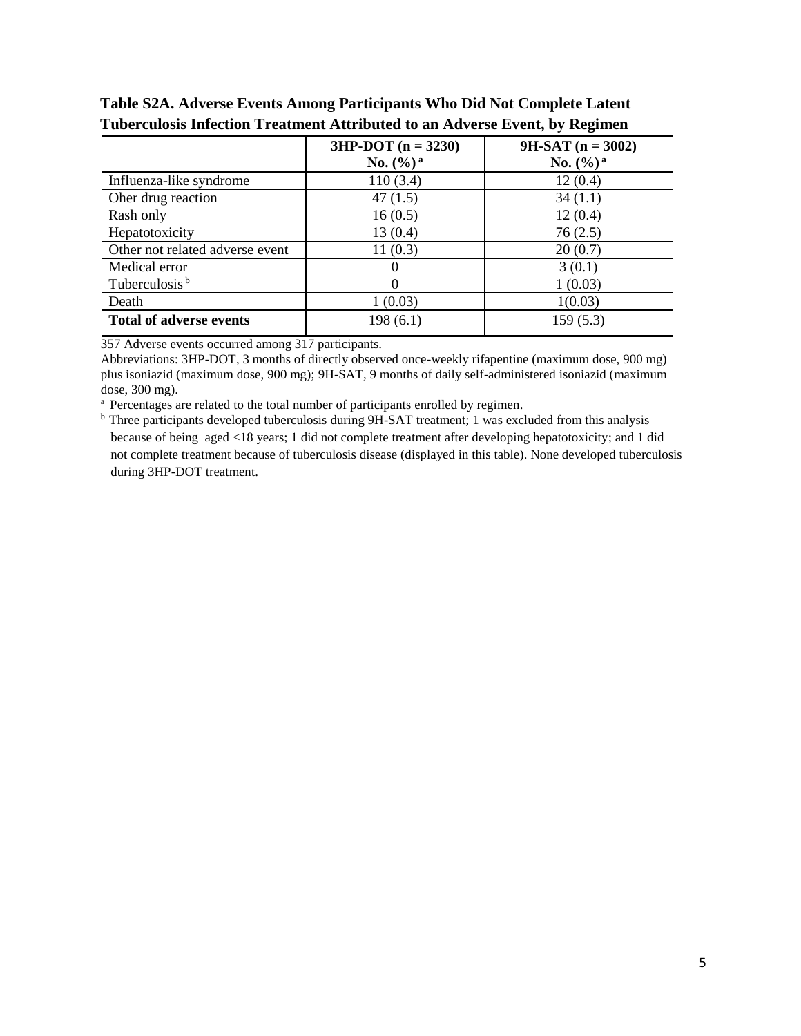**Table S2A. Adverse Events Among Participants Who Did Not Complete Latent Tuberculosis Infection Treatment Attributed to an Adverse Event, by Regimen**

| | 3HP-DOT (n = 3230) No. (%) [a] | 9H-SAT (n = 3002) No. (%) [a] |
|---|---|---|
| Influenza-like syndrome | 110 (3.4) | 12 (0.4) |
| Oher drug reaction | 47 (1.5) | 34 (1.1) |
| Rash only | 16 (0.5) | 12 (0.4) |
| Hepatotoxicity | 13 (0.4) | 76 (2.5) |
| Other not related adverse event | 11 (0.3) | 20 (0.7) |
| Medical error | 0 | 3 (0.1) |
| Tuberculosis [b] | 0 | 1 (0.03) |
| Death | 1 (0.03) | 1(0.03) |
| **Total of adverse events** | 198 (6.1) | 159 (5.3) |

357 Adverse events occurred among 317 participants.

Abbreviations: 3HP-DOT, 3 months of directly observed once-weekly rifapentine (maximum dose, 900 mg) plus isoniazid (maximum dose, 900 mg); 9H-SAT, 9 months of daily self-administered isoniazid (maximum dose, 300 mg).

[a] Percentages are related to the total number of participants enrolled by regimen.

[b] Three participants developed tuberculosis during 9H-SAT treatment; 1 was excluded from this analysis because of being aged <18 years; 1 did not complete treatment after developing hepatotoxicity; and 1 did not complete treatment because of tuberculosis disease (displayed in this table). None developed tuberculosis during 3HP-DOT treatment.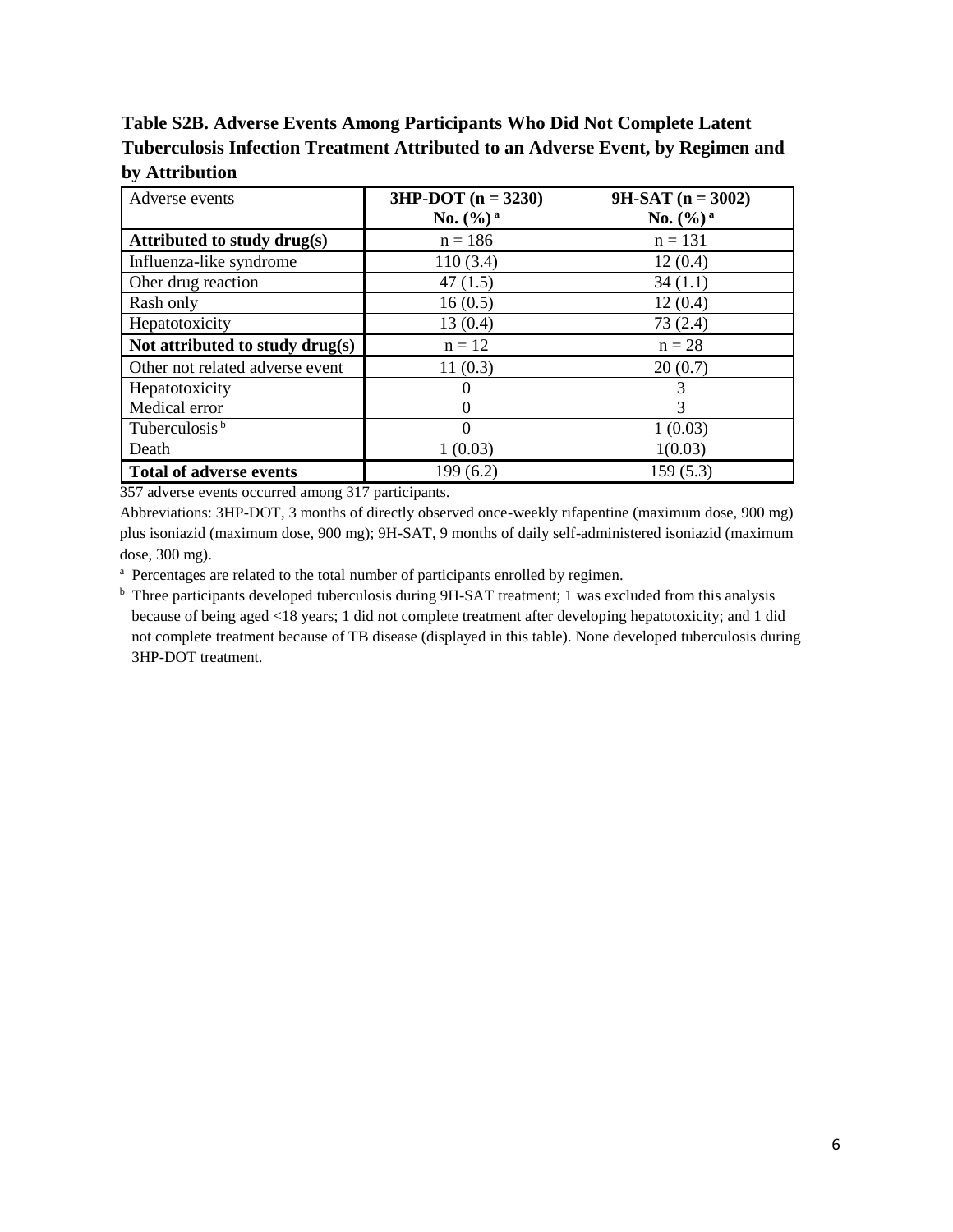**Table S2B. Adverse Events Among Participants Who Did Not Complete Latent Tuberculosis Infection Treatment Attributed to an Adverse Event, by Regimen and by Attribution**

| Adverse events | 3HP-DOT (n = 3230) No. (%) [a] | 9H-SAT (n = 3002) No. (%) [a] |
|---|---|---|
| **Attributed to study drug(s)** | n = 186 | n = 131 |
| Influenza-like syndrome | 110 (3.4) | 12 (0.4) |
| Oher drug reaction | 47 (1.5) | 34 (1.1) |
| Rash only | 16 (0.5) | 12 (0.4) |
| Hepatotoxicity | 13 (0.4) | 73 (2.4) |
| **Not attributed to study drug(s)** | n = 12 | n = 28 |
| Other not related adverse event | 11 (0.3) | 20 (0.7) |
| Hepatotoxicity | 0 | 3 |
| Medical error | 0 | 3 |
| Tuberculosis [b] | 0 | 1 (0.03) |
| Death | 1 (0.03) | 1(0.03) |
| **Total of adverse events** | 199 (6.2) | 159 (5.3) |

357 adverse events occurred among 317 participants.

Abbreviations: 3HP-DOT, 3 months of directly observed once-weekly rifapentine (maximum dose, 900 mg) plus isoniazid (maximum dose, 900 mg); 9H-SAT, 9 months of daily self-administered isoniazid (maximum dose, 300 mg).

[a] Percentages are related to the total number of participants enrolled by regimen.

[b] Three participants developed tuberculosis during 9H-SAT treatment; 1 was excluded from this analysis because of being aged <18 years; 1 did not complete treatment after developing hepatotoxicity; and 1 did not complete treatment because of TB disease (displayed in this table). None developed tuberculosis during 3HP-DOT treatment.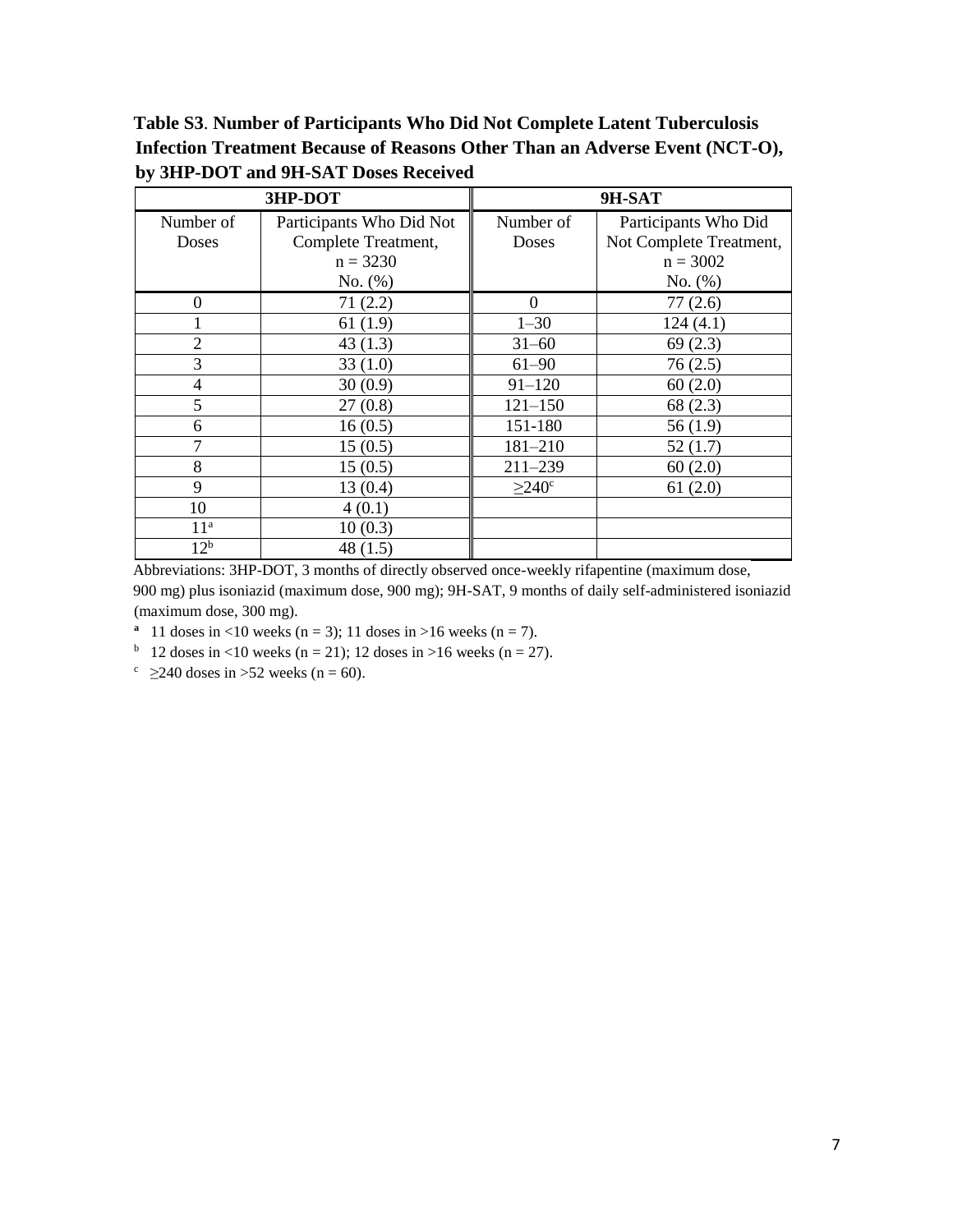**Table S3**. **Number of Participants Who Did Not Complete Latent Tuberculosis Infection Treatment Because of Reasons Other Than an Adverse Event (NCT-O), by 3HP-DOT and 9H-SAT Doses Received**

| 3HP-DOT | | 9H-SAT | |
|---|---|---|---|
| Number of Doses | Participants Who Did Not Complete Treatment, n = 3230 No. (%) | Number of Doses | Participants Who Did Not Complete Treatment, n = 3002 No. (%) |
| 0 | 71 (2.2) | 0 | 77 (2.6) |
| 1 | 61 (1.9) | 1–30 | 124 (4.1) |
| 2 | 43 (1.3) | 31–60 | 69 (2.3) |
| 3 | 33 (1.0) | 61–90 | 76 (2.5) |
| 4 | 30 (0.9) | 91–120 | 60 (2.0) |
| 5 | 27 (0.8) | 121–150 | 68 (2.3) |
| 6 | 16 (0.5) | 151-180 | 56 (1.9) |
| 7 | 15 (0.5) | 181–210 | 52 (1.7) |
| 8 | 15 (0.5) | 211–239 | 60 (2.0) |
| 9 | 13 (0.4) | ≥240[c] | 61 (2.0) |
| 10 | 4 (0.1) | | |
| 11[a] | 10 (0.3) | | |
| 12[b] | 48 (1.5) | | |

Abbreviations: 3HP-DOT, 3 months of directly observed once-weekly rifapentine (maximum dose, 900 mg) plus isoniazid (maximum dose, 900 mg); 9H-SAT, 9 months of daily self-administered isoniazid (maximum dose, 300 mg).

[a] 11 doses in <10 weeks (n = 3); 11 doses in >16 weeks (n = 7).

[b] 12 doses in <10 weeks (n = 21); 12 doses in >16 weeks (n = 27).

[c] ≥240 doses in >52 weeks (n = 60).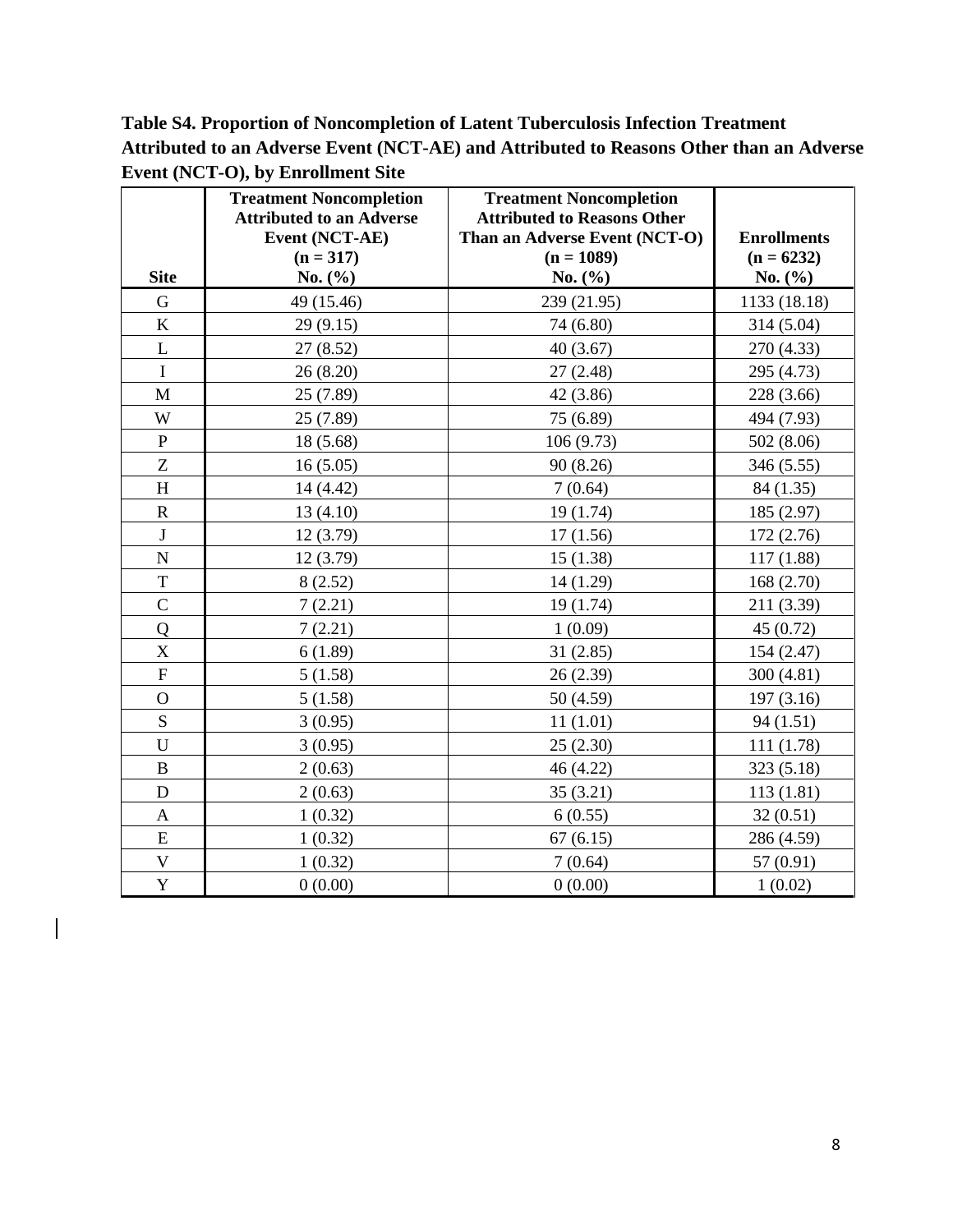**Table S4. Proportion of Noncompletion of Latent Tuberculosis Infection Treatment Attributed to an Adverse Event (NCT-AE) and Attributed to Reasons Other than an Adverse Event (NCT-O), by Enrollment Site**

| Site | Treatment Noncompletion Attributed to an Adverse Event (NCT-AE) (n = 317) No. (%) | Treatment Noncompletion Attributed to Reasons Other Than an Adverse Event (NCT-O) (n = 1089) No. (%) | Enrollments (n = 6232) No. (%) |
|---|---|---|---|
| G | 49 (15.46) | 239 (21.95) | 1133 (18.18) |
| K | 29 (9.15) | 74 (6.80) | 314 (5.04) |
| L | 27 (8.52) | 40 (3.67) | 270 (4.33) |
| I | 26 (8.20) | 27 (2.48) | 295 (4.73) |
| M | 25 (7.89) | 42 (3.86) | 228 (3.66) |
| W | 25 (7.89) | 75 (6.89) | 494 (7.93) |
| P | 18 (5.68) | 106 (9.73) | 502 (8.06) |
| Z | 16 (5.05) | 90 (8.26) | 346 (5.55) |
| H | 14 (4.42) | 7 (0.64) | 84 (1.35) |
| R | 13 (4.10) | 19 (1.74) | 185 (2.97) |
| J | 12 (3.79) | 17 (1.56) | 172 (2.76) |
| N | 12 (3.79) | 15 (1.38) | 117 (1.88) |
| T | 8 (2.52) | 14 (1.29) | 168 (2.70) |
| C | 7 (2.21) | 19 (1.74) | 211 (3.39) |
| Q | 7 (2.21) | 1 (0.09) | 45 (0.72) |
| X | 6 (1.89) | 31 (2.85) | 154 (2.47) |
| F | 5 (1.58) | 26 (2.39) | 300 (4.81) |
| O | 5 (1.58) | 50 (4.59) | 197 (3.16) |
| S | 3 (0.95) | 11 (1.01) | 94 (1.51) |
| U | 3 (0.95) | 25 (2.30) | 111 (1.78) |
| B | 2 (0.63) | 46 (4.22) | 323 (5.18) |
| D | 2 (0.63) | 35 (3.21) | 113 (1.81) |
| A | 1 (0.32) | 6 (0.55) | 32 (0.51) |
| E | 1 (0.32) | 67 (6.15) | 286 (4.59) |
| V | 1 (0.32) | 7 (0.64) | 57 (0.91) |
| Y | 0 (0.00) | 0 (0.00) | 1 (0.02) |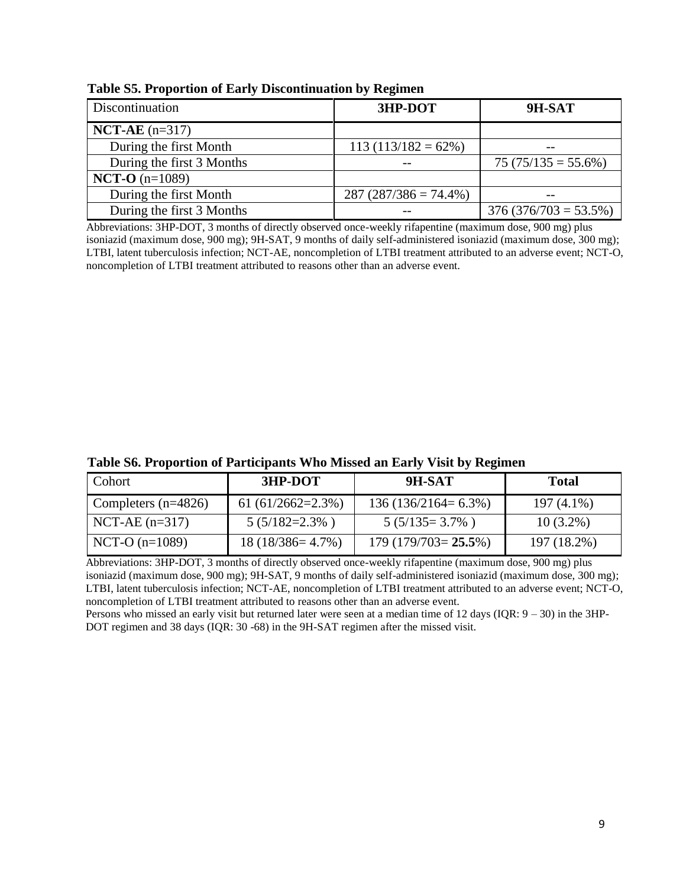**Table S5. Proportion of Early Discontinuation by Regimen**

| Discontinuation | 3HP-DOT | 9H-SAT |
|---|---|---|
| **NCT-AE** (n=317) | | |
| During the first Month | 113 (113/182 = 62%) | -- |
| During the first 3 Months | -- | 75 (75/135 = 55.6%) |
| **NCT-O** (n=1089) | | |
| During the first Month | 287 (287/386 = 74.4%) | -- |
| During the first 3 Months | -- | 376 (376/703 = 53.5%) |

Abbreviations: 3HP-DOT, 3 months of directly observed once-weekly rifapentine (maximum dose, 900 mg) plus isoniazid (maximum dose, 900 mg); 9H-SAT, 9 months of daily self-administered isoniazid (maximum dose, 300 mg); LTBI, latent tuberculosis infection; NCT-AE, noncompletion of LTBI treatment attributed to an adverse event; NCT-O, noncompletion of LTBI treatment attributed to reasons other than an adverse event.

**Table S6. Proportion of Participants Who Missed an Early Visit by Regimen**

| Cohort | 3HP-DOT | 9H-SAT | Total |
|---|---|---|---|
| Completers (n=4826) | 61 (61/2662=2.3%) | 136 (136/2164= 6.3%) | 197 (4.1%) |
| NCT-AE (n=317) | 5 (5/182=2.3% ) | 5 (5/135= 3.7% ) | 10 (3.2%) |
| NCT-O (n=1089) | 18 (18/386= 4.7%) | 179 (179/703= **25.5**%) | 197 (18.2%) |

Abbreviations: 3HP-DOT, 3 months of directly observed once-weekly rifapentine (maximum dose, 900 mg) plus isoniazid (maximum dose, 900 mg); 9H-SAT, 9 months of daily self-administered isoniazid (maximum dose, 300 mg); LTBI, latent tuberculosis infection; NCT-AE, noncompletion of LTBI treatment attributed to an adverse event; NCT-O, noncompletion of LTBI treatment attributed to reasons other than an adverse event.

Persons who missed an early visit but returned later were seen at a median time of 12 days (IQR: 9 – 30) in the 3HP-DOT regimen and 38 days (IQR: 30 -68) in the 9H-SAT regimen after the missed visit.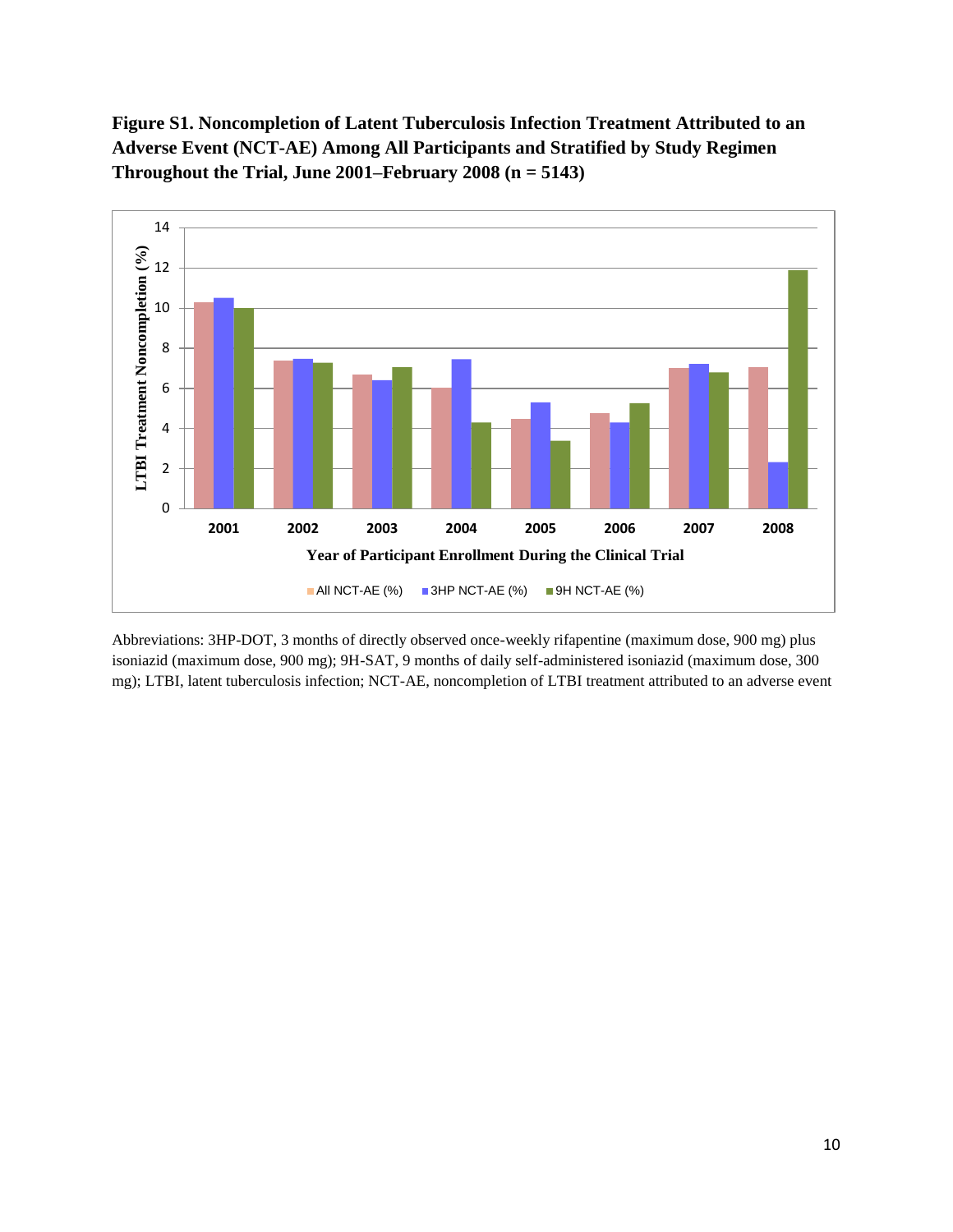**Figure S1. Noncompletion of Latent Tuberculosis Infection Treatment Attributed to an Adverse Event (NCT-AE) Among All Participants and Stratified by Study Regimen Throughout the Trial, June 2001–February 2008 (n = 5143)**

Abbreviations: 3HP-DOT, 3 months of directly observed once-weekly rifapentine (maximum dose, 900 mg) plus isoniazid (maximum dose, 900 mg); 9H-SAT, 9 months of daily self-administered isoniazid (maximum dose, 300 mg); LTBI, latent tuberculosis infection; NCT-AE, noncompletion of LTBI treatment attributed to an adverse event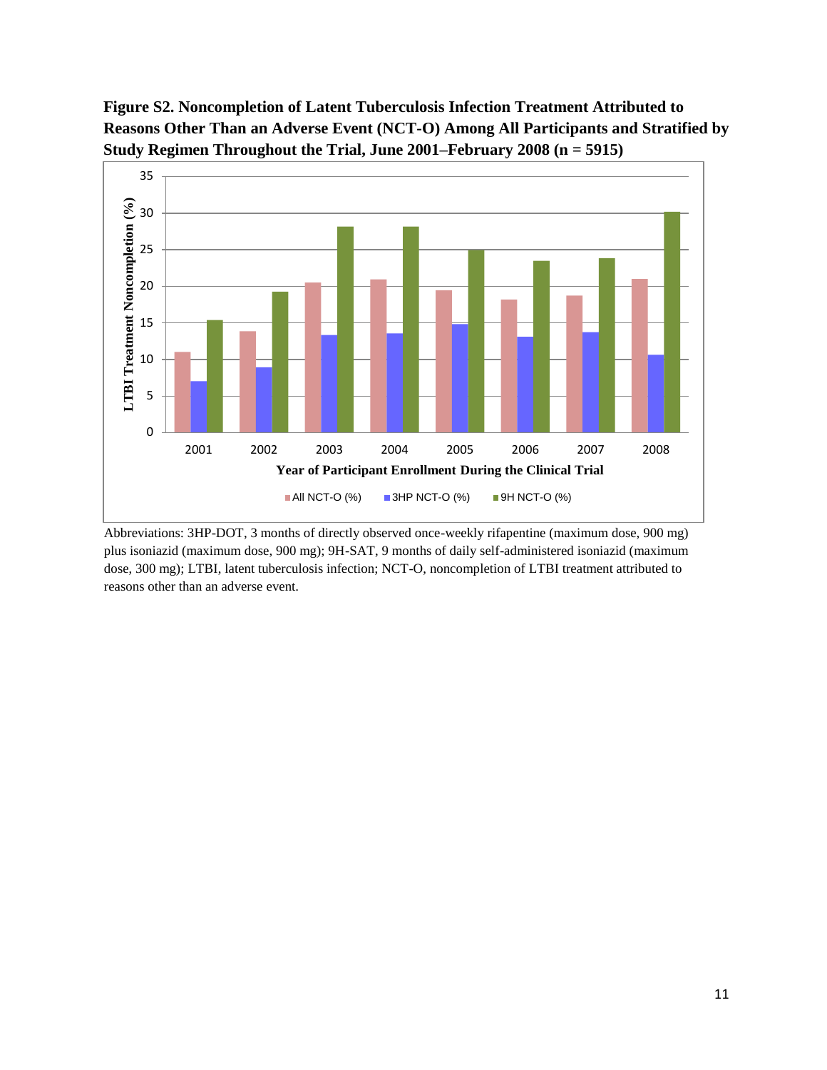**Figure S2. Noncompletion of Latent Tuberculosis Infection Treatment Attributed to Reasons Other Than an Adverse Event (NCT-O) Among All Participants and Stratified by Study Regimen Throughout the Trial, June 2001–February 2008 (n = 5915)**

Abbreviations: 3HP-DOT, 3 months of directly observed once-weekly rifapentine (maximum dose, 900 mg) plus isoniazid (maximum dose, 900 mg); 9H-SAT, 9 months of daily self-administered isoniazid (maximum dose, 300 mg); LTBI, latent tuberculosis infection; NCT-O, noncompletion of LTBI treatment attributed to reasons other than an adverse event.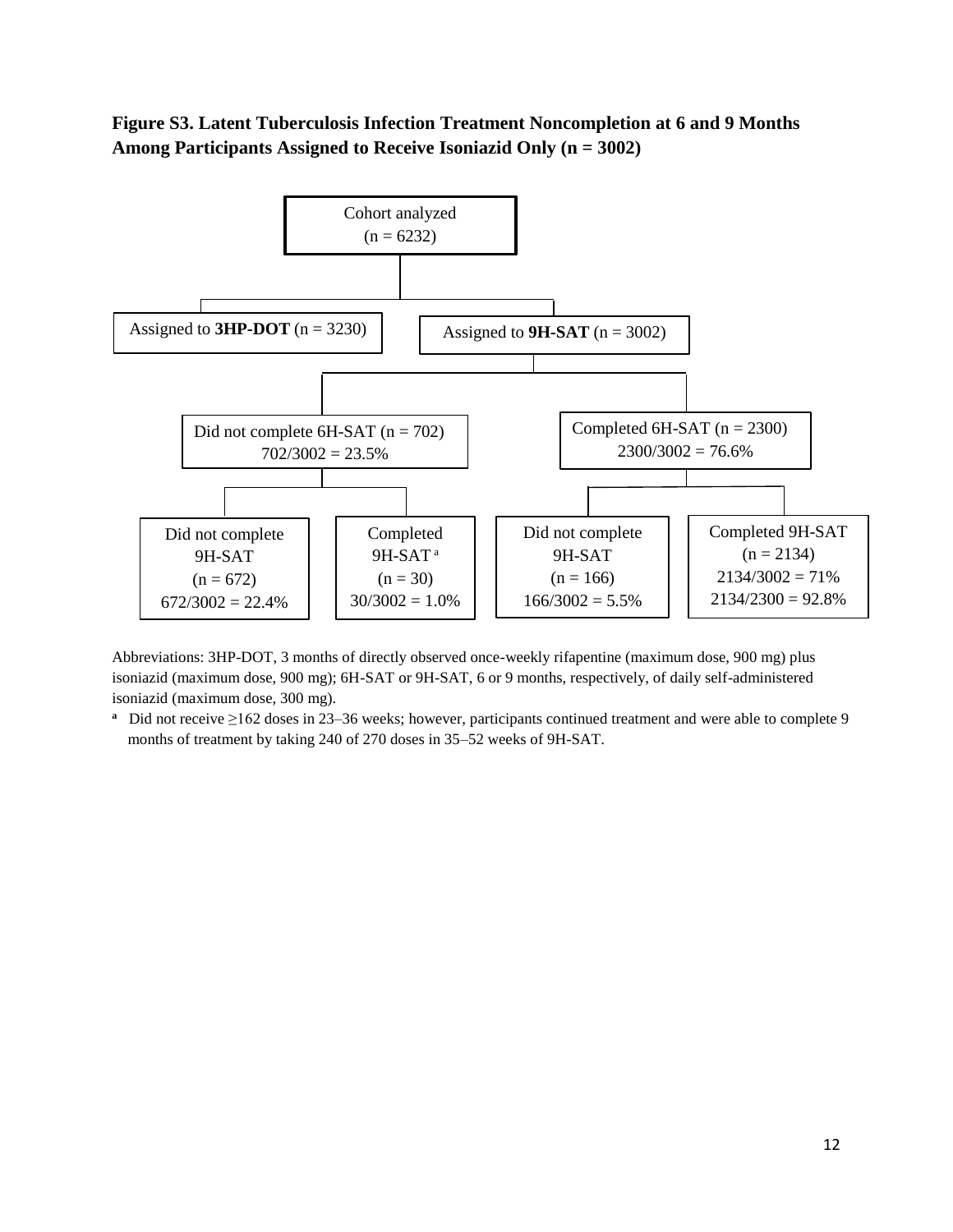**Figure S3. Latent Tuberculosis Infection Treatment Noncompletion at 6 and 9 Months Among Participants Assigned to Receive Isoniazid Only (n = 3002)**

Cohort analyzed
(n = 6232)

Assigned to **3HP-DOT** (n = 3230)

Assigned to **9H-SAT** (n = 3002)

Did not complete 6H-SAT (n = 702)
702/3002 = 23.5%

Completed 6H-SAT (n = 2300)
2300/3002 = 76.6%

Did not complete 9H-SAT
(n = 672)
672/3002 = 22.4%

Completed 9H-SAT [a]
(n = 30)
30/3002 = 1.0%

Did not complete 9H-SAT
(n = 166)
166/3002 = 5.5%

Completed 9H-SAT
(n = 2134)
2134/3002 = 71%
2134/2300 = 92.8%

Abbreviations: 3HP-DOT, 3 months of directly observed once-weekly rifapentine (maximum dose, 900 mg) plus isoniazid (maximum dose, 900 mg); 6H-SAT or 9H-SAT, 6 or 9 months, respectively, of daily self-administered isoniazid (maximum dose, 300 mg).

[a] Did not receive ≥162 doses in 23–36 weeks; however, participants continued treatment and were able to complete 9 months of treatment by taking 240 of 270 doses in 35–52 weeks of 9H-SAT.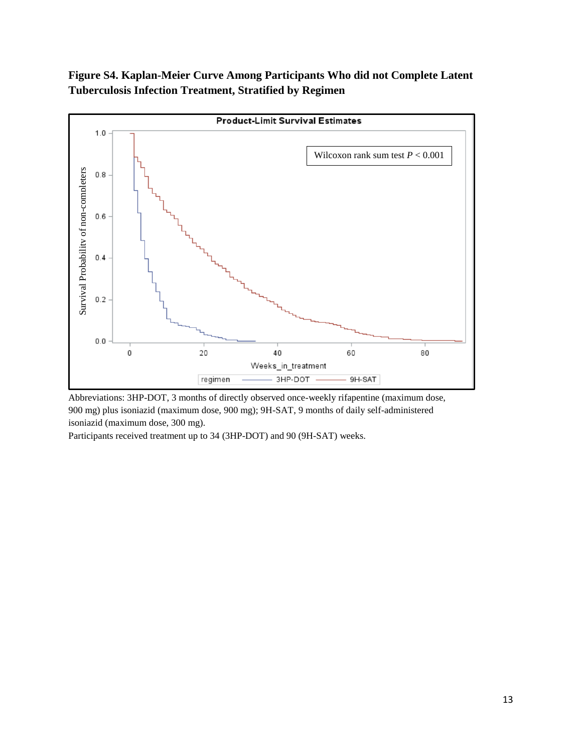**Figure S4. Kaplan-Meier Curve Among Participants Who did not Complete Latent Tuberculosis Infection Treatment, Stratified by Regimen**

Product-Limit Survival Estimates

Wilcoxon rank sum test *P* < 0.001

Survival Probability of non-completers

1.0
0.8
0.6
0.4
0.2
0.0

0
20
40
60
80

Weeks_in_treatment

regimen — 3HP-DOT — 9H-SAT

Abbreviations: 3HP-DOT, 3 months of directly observed once-weekly rifapentine (maximum dose, 900 mg) plus isoniazid (maximum dose, 900 mg); 9H-SAT, 9 months of daily self-administered isoniazid (maximum dose, 300 mg).

Participants received treatment up to 34 (3HP-DOT) and 90 (9H-SAT) weeks.